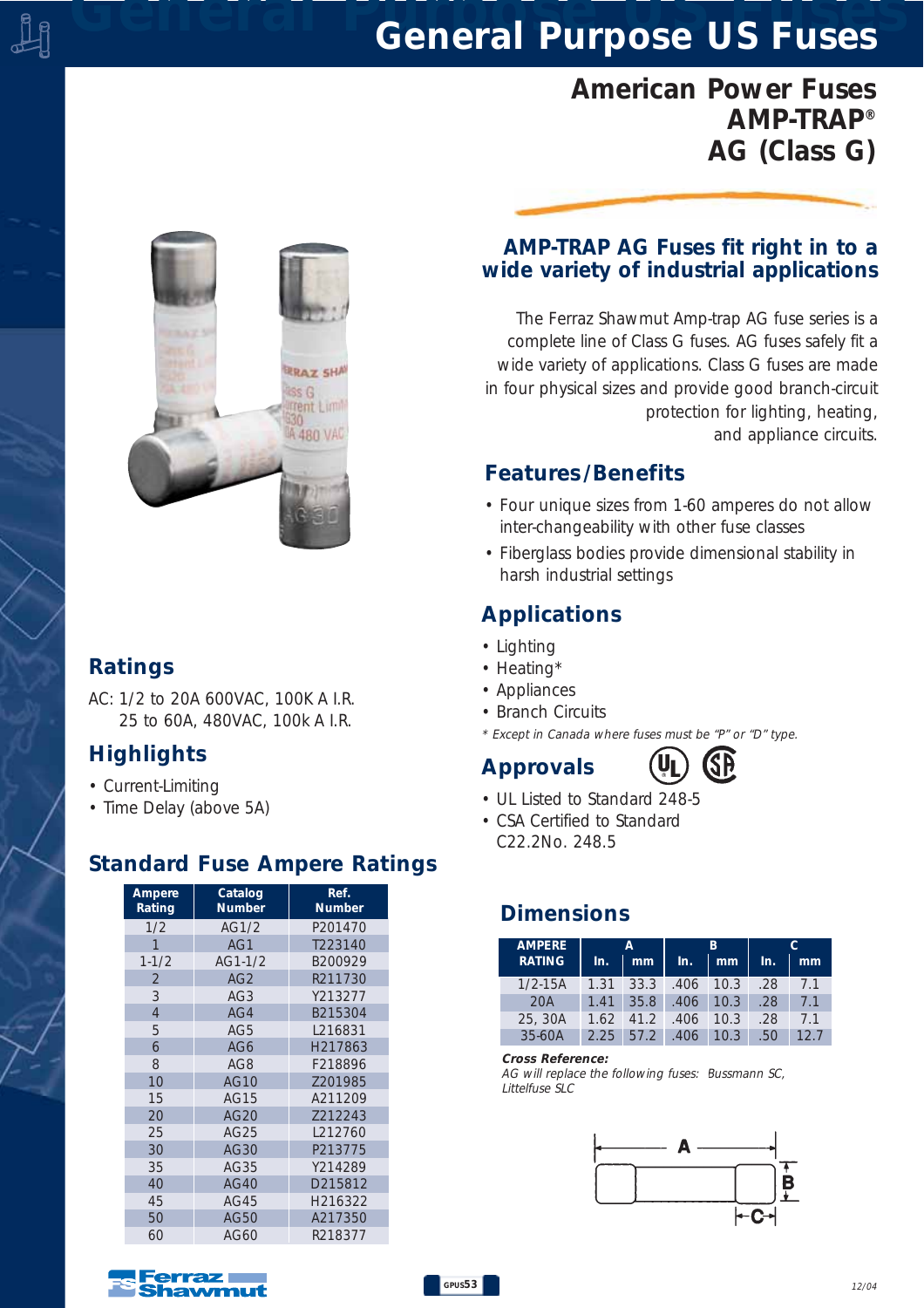# General Purpose US Fuses

## American Power Fuses
## AMP-TRAP®
## AG (Class G)

### AMP-TRAP AG Fuses fit right in to a wide variety of industrial applications

The Ferraz Shawmut Amp-trap AG fuse series is a complete line of Class G fuses. AG fuses safely fit a wide variety of applications. Class G fuses are made in four physical sizes and provide good branch-circuit protection for lighting, heating, and appliance circuits.

### Features/Benefits

- Four unique sizes from 1-60 amperes do not allow inter-changeability with other fuse classes
- Fiberglass bodies provide dimensional stability in harsh industrial settings

### Applications

- Lighting
- Heating*
- Appliances
- Branch Circuits

*\* Except in Canada where fuses must be "P" or "D" type.*

### Approvals

- UL Listed to Standard 248-5
- CSA Certified to Standard C22.2No. 248.5

### Ratings

AC: 1/2 to 20A 600VAC, 100K A I.R.
25 to 60A, 480VAC, 100k A I.R.

### Highlights

- Current-Limiting
- Time Delay (above 5A)

### Standard Fuse Ampere Ratings

| Ampere Rating | Catalog Number | Ref. Number |
|---|---|---|
| 1/2 | AG1/2 | P201470 |
| 1 | AG1 | T223140 |
| 1-1/2 | AG1-1/2 | B200929 |
| 2 | AG2 | R211730 |
| 3 | AG3 | Y213277 |
| 4 | AG4 | B215304 |
| 5 | AG5 | L216831 |
| 6 | AG6 | H217863 |
| 8 | AG8 | F218896 |
| 10 | AG10 | Z201985 |
| 15 | AG15 | A211209 |
| 20 | AG20 | Z212243 |
| 25 | AG25 | L212760 |
| 30 | AG30 | P213775 |
| 35 | AG35 | Y214289 |
| 40 | AG40 | D215812 |
| 45 | AG45 | H216322 |
| 50 | AG50 | A217350 |
| 60 | AG60 | R218377 |

### Dimensions

| AMPERE RATING | A | | B | | C | |
|---|---|---|---|---|---|---|
| | In. | mm | In. | mm | In. | mm |
| 1/2-15A | 1.31 | 33.3 | .406 | 10.3 | .28 | 7.1 |
| 20A | 1.41 | 35.8 | .406 | 10.3 | .28 | 7.1 |
| 25, 30A | 1.62 | 41.2 | .406 | 10.3 | .28 | 7.1 |
| 35-60A | 2.25 | 57.2 | .406 | 10.3 | .50 | 12.7 |

**Cross Reference:**
*AG will replace the following fuses: Bussmann SC, Littelfuse SLC*

A
B
C

Ferraz Shawmut

12/04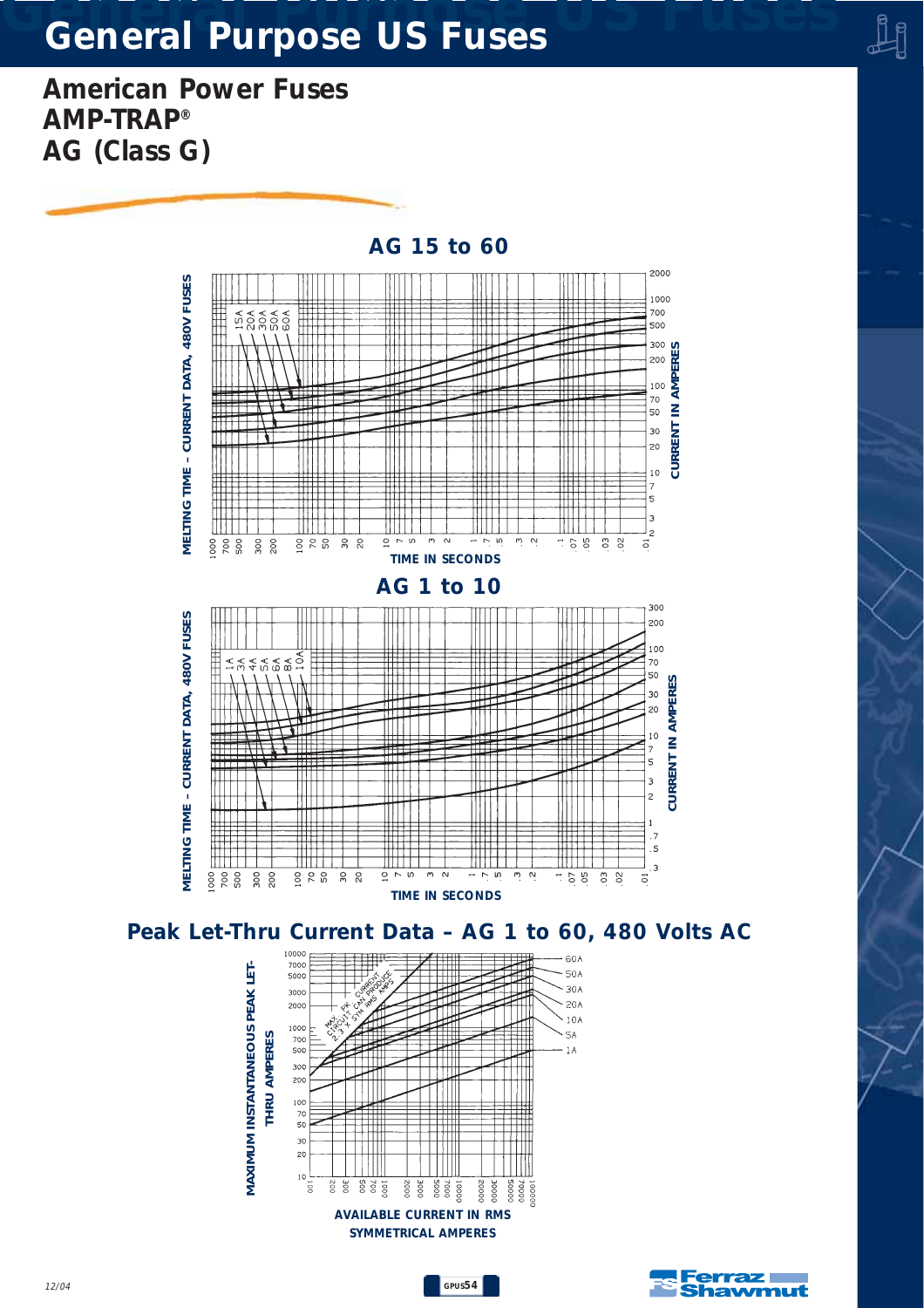# General Purpose US Fuses

## American Power Fuses
## AMP-TRAP®
## AG (Class G)

### AG 15 to 60

MELTING TIME – CURRENT DATA, 480V FUSES

15A
20A
30A
50A
60A

CURRENT IN AMPERES

2000
1000
700
500
300
200
100
70
50
30
20
10
7
5
3
2

TIME IN SECONDS

1000 700 500 300 200 100 70 50 30 20 10 7 5 3 2 1 .7 .5 .3 .2 .1 .07 .05 .03 .02 .01

### AG 1 to 10

MELTING TIME – CURRENT DATA, 480V FUSES

1A
3A
4A
5A
6A
8A
10A

CURRENT IN AMPERES

300
200
100
70
50
30
20
10
7
5
3
2
1
.7
.5
.3

TIME IN SECONDS

1000 700 500 300 200 100 70 50 30 20 10 7 5 3 2 1 .7 .5 .3 .2 .1 .07 .05 .03 .02 .01

### Peak Let-Thru Current Data – AG 1 to 60, 480 Volts AC

MAXIMUM INSTANTANEOUS PEAK LET-THRU AMPERES

10000
7000
5000
3000
2000
1000
700
500
300
200
100
70
50
30
20
10

MAX. PK. CURRENT CIRCUIT CAN PRODUCE 2.3 X SYM RMS AMPS

60A
50A
30A
20A
10A
5A
1A

100 200 300 500 700 1000 2000 3000 5000 7000 10000 20000 30000 50000 70000 100000

AVAILABLE CURRENT IN RMS SYMMETRICAL AMPERES

12/04